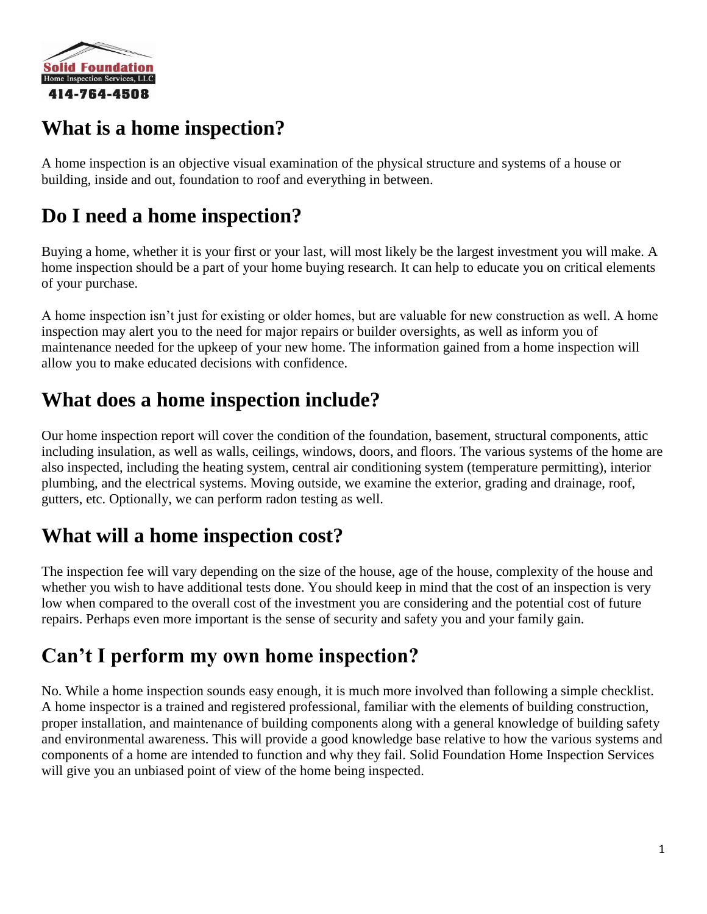Solid Foundation
Home Inspection Services, LLC
414-764-4508

## What is a home inspection?

A home inspection is an objective visual examination of the physical structure and systems of a house or building, inside and out, foundation to roof and everything in between.

## Do I need a home inspection?

Buying a home, whether it is your first or your last, will most likely be the largest investment you will make. A home inspection should be a part of your home buying research. It can help to educate you on critical elements of your purchase.

A home inspection isn't just for existing or older homes, but are valuable for new construction as well. A home inspection may alert you to the need for major repairs or builder oversights, as well as inform you of maintenance needed for the upkeep of your new home. The information gained from a home inspection will allow you to make educated decisions with confidence.

## What does a home inspection include?

Our home inspection report will cover the condition of the foundation, basement, structural components, attic including insulation, as well as walls, ceilings, windows, doors, and floors. The various systems of the home are also inspected, including the heating system, central air conditioning system (temperature permitting), interior plumbing, and the electrical systems. Moving outside, we examine the exterior, grading and drainage, roof, gutters, etc. Optionally, we can perform radon testing as well.

## What will a home inspection cost?

The inspection fee will vary depending on the size of the house, age of the house, complexity of the house and whether you wish to have additional tests done. You should keep in mind that the cost of an inspection is very low when compared to the overall cost of the investment you are considering and the potential cost of future repairs. Perhaps even more important is the sense of security and safety you and your family gain.

## Can't I perform my own home inspection?

No. While a home inspection sounds easy enough, it is much more involved than following a simple checklist. A home inspector is a trained and registered professional, familiar with the elements of building construction, proper installation, and maintenance of building components along with a general knowledge of building safety and environmental awareness. This will provide a good knowledge base relative to how the various systems and components of a home are intended to function and why they fail. Solid Foundation Home Inspection Services will give you an unbiased point of view of the home being inspected.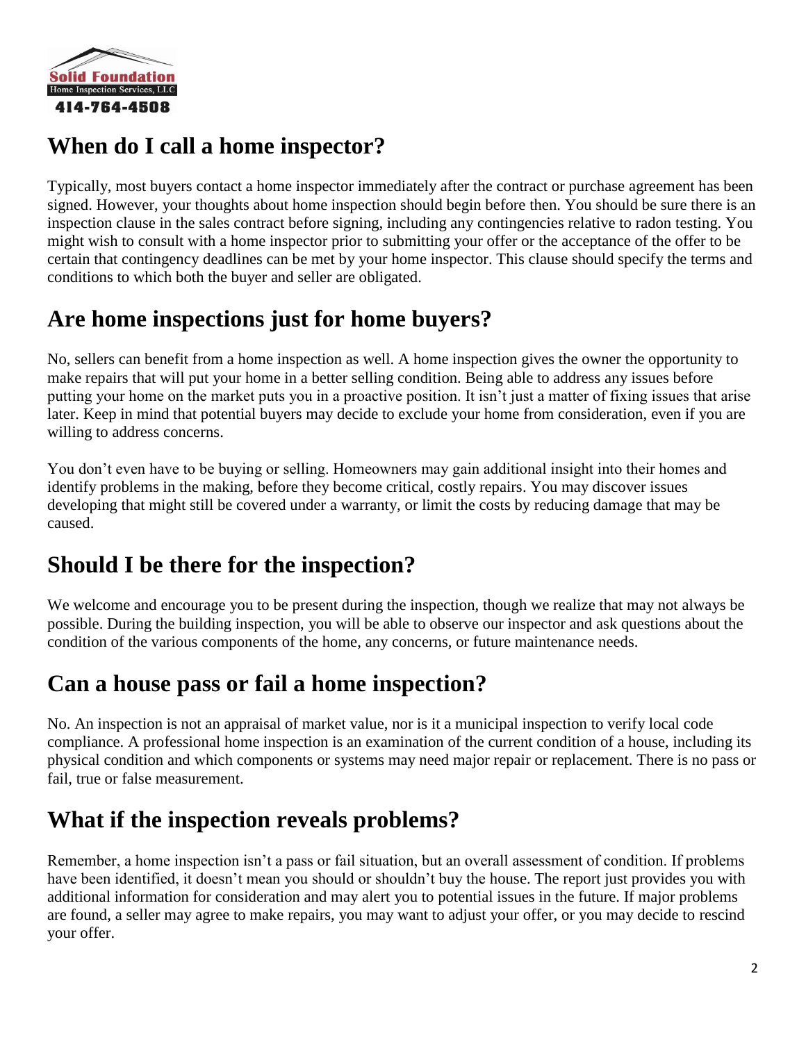## When do I call a home inspector?

Typically, most buyers contact a home inspector immediately after the contract or purchase agreement has been signed. However, your thoughts about home inspection should begin before then. You should be sure there is an inspection clause in the sales contract before signing, including any contingencies relative to radon testing. You might wish to consult with a home inspector prior to submitting your offer or the acceptance of the offer to be certain that contingency deadlines can be met by your home inspector. This clause should specify the terms and conditions to which both the buyer and seller are obligated.

## Are home inspections just for home buyers?

No, sellers can benefit from a home inspection as well. A home inspection gives the owner the opportunity to make repairs that will put your home in a better selling condition. Being able to address any issues before putting your home on the market puts you in a proactive position. It isn't just a matter of fixing issues that arise later. Keep in mind that potential buyers may decide to exclude your home from consideration, even if you are willing to address concerns.

You don't even have to be buying or selling. Homeowners may gain additional insight into their homes and identify problems in the making, before they become critical, costly repairs. You may discover issues developing that might still be covered under a warranty, or limit the costs by reducing damage that may be caused.

## Should I be there for the inspection?

We welcome and encourage you to be present during the inspection, though we realize that may not always be possible. During the building inspection, you will be able to observe our inspector and ask questions about the condition of the various components of the home, any concerns, or future maintenance needs.

## Can a house pass or fail a home inspection?

No. An inspection is not an appraisal of market value, nor is it a municipal inspection to verify local code compliance. A professional home inspection is an examination of the current condition of a house, including its physical condition and which components or systems may need major repair or replacement. There is no pass or fail, true or false measurement.

## What if the inspection reveals problems?

Remember, a home inspection isn't a pass or fail situation, but an overall assessment of condition. If problems have been identified, it doesn't mean you should or shouldn't buy the house. The report just provides you with additional information for consideration and may alert you to potential issues in the future. If major problems are found, a seller may agree to make repairs, you may want to adjust your offer, or you may decide to rescind your offer.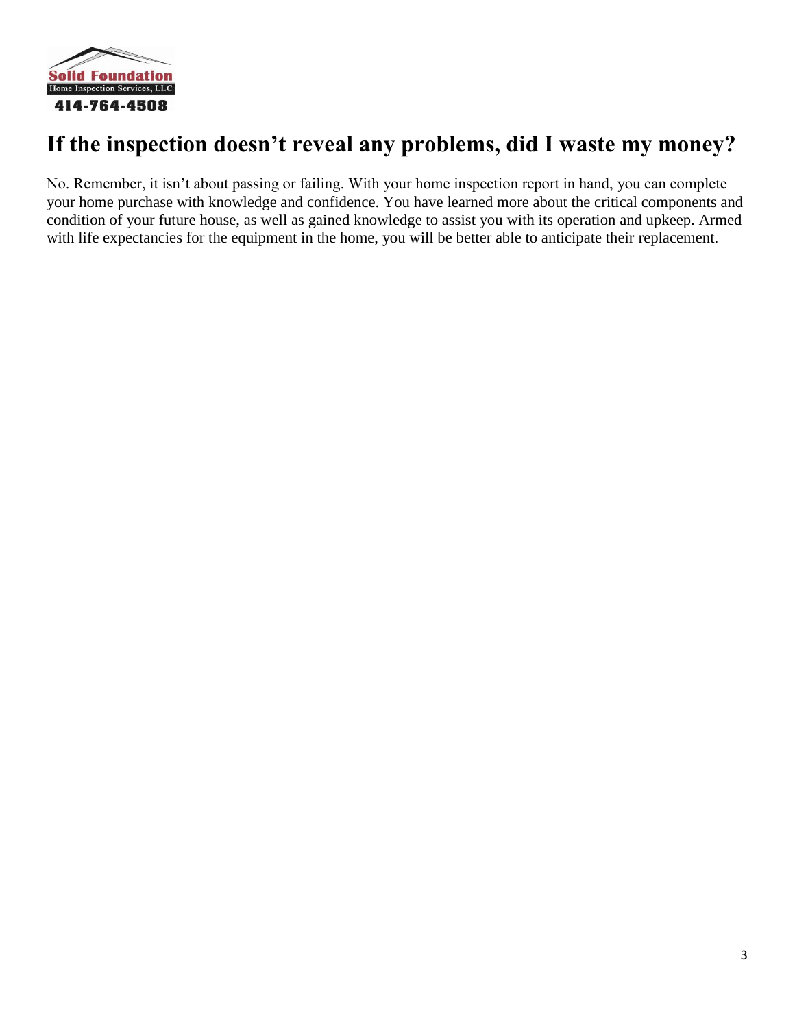# If the inspection doesn't reveal any problems, did I waste my money?

No. Remember, it isn't about passing or failing. With your home inspection report in hand, you can complete your home purchase with knowledge and confidence. You have learned more about the critical components and condition of your future house, as well as gained knowledge to assist you with its operation and upkeep. Armed with life expectancies for the equipment in the home, you will be better able to anticipate their replacement.